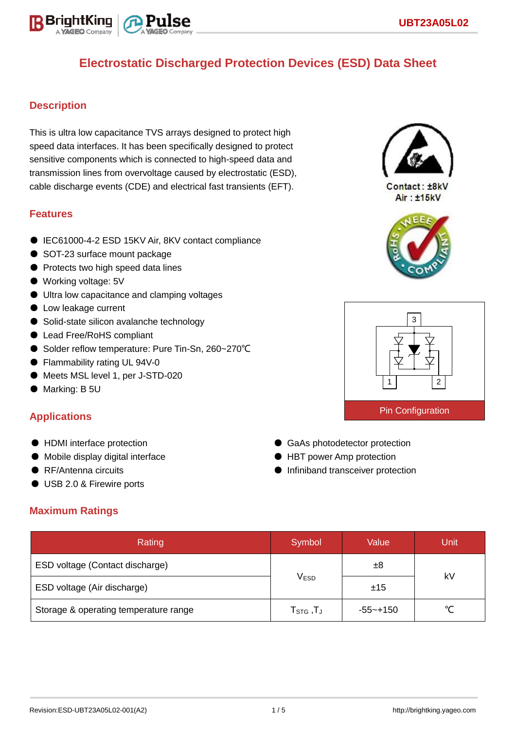# Electrostatic Discharged Protection Devices (ESD) Data Sheet

## Description

This is ultra low capacitance TVS arrays designed to protect high speed data interfaces. It has been specifically designed to protect sensitive components which is connected to high-speed data and transmission lines from overvoltage caused by electrostatic (ESD), cable discharge events (CDE) and electrical fast transients (EFT).

Contact : ±8kV
Air : ±15kV

## Features

- IEC61000-4-2 ESD 15KV Air, 8KV contact compliance
- SOT-23 surface mount package
- Protects two high speed data lines
- Working voltage: 5V
- Ultra low capacitance and clamping voltages
- Low leakage current
- Solid-state silicon avalanche technology
- Lead Free/RoHS compliant
- Solder reflow temperature: Pure Tin-Sn, 260~270℃
- Flammability rating UL 94V-0
- Meets MSL level 1, per J-STD-020
- Marking: B 5U

3
1
2

Pin Configuration

## Applications

- HDMI interface protection
- Mobile display digital interface
- RF/Antenna circuits
- USB 2.0 & Firewire ports
- GaAs photodetector protection
- HBT power Amp protection
- Infiniband transceiver protection

## Maximum Ratings

| Rating | Symbol | Value | Unit |
|---|---|---|---|
| ESD voltage (Contact discharge) | $V_{ESD}$ | ±8 | kV |
| ESD voltage (Air discharge) | | ±15 | |
| Storage & operating temperature range | $T_{STG}$ ,$T_J$ | -55~+150 | ℃ |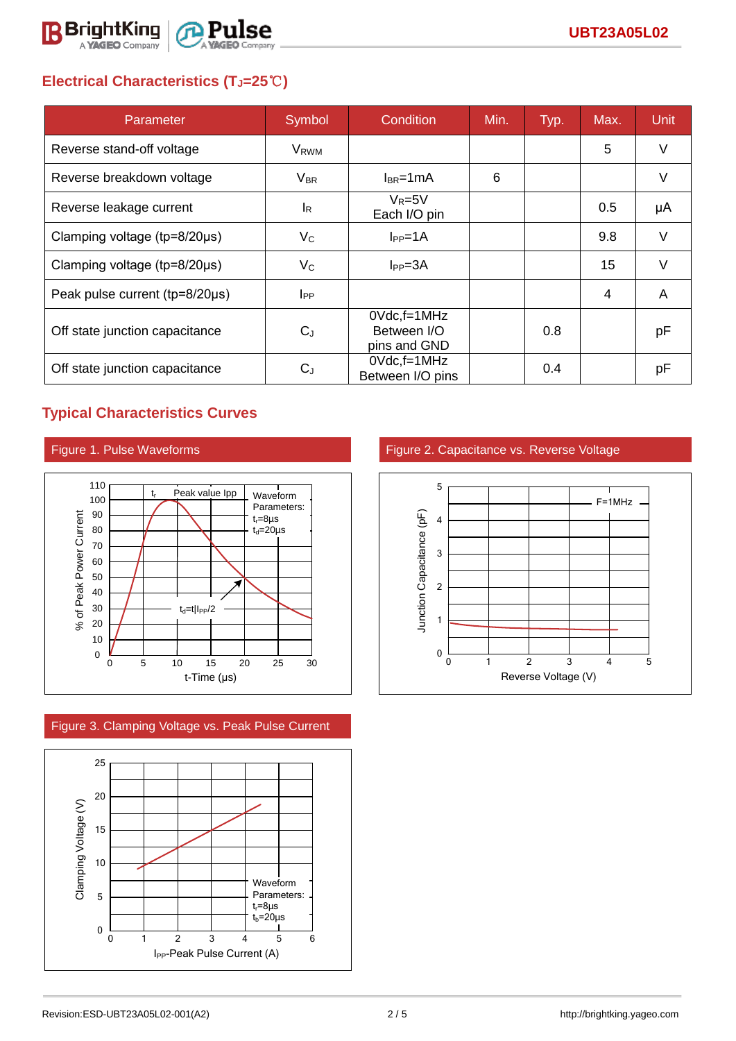## Electrical Characteristics ($T_J$=25℃)

| Parameter | Symbol | Condition | Min. | Typ. | Max. | Unit |
|---|---|---|---|---|---|---|
| Reverse stand-off voltage | $V_{RWM}$ | | | | 5 | V |
| Reverse breakdown voltage | $V_{BR}$ | $I_{BR}$=1mA | 6 | | | V |
| Reverse leakage current | $I_R$ | $V_R$=5V Each I/O pin | | | 0.5 | μA |
| Clamping voltage (tp=8/20μs) | $V_C$ | $I_{PP}$=1A | | | 9.8 | V |
| Clamping voltage (tp=8/20μs) | $V_C$ | $I_{PP}$=3A | | | 15 | V |
| Peak pulse current (tp=8/20μs) | $I_{PP}$ | | | | 4 | A |
| Off state junction capacitance | $C_J$ | 0Vdc,f=1MHz Between I/O pins and GND | | 0.8 | | pF |
| Off state junction capacitance | $C_J$ | 0Vdc,f=1MHz Between I/O pins | | 0.4 | | pF |

## Typical Characteristics Curves

### Figure 1. Pulse Waveforms

110
100
90
80
70
60
50
40
30
20
10
0
% of Peak Power Current
0 5 10 15 20 25 30
t-Time (μs)
$t_r$
Peak value Ipp
Waveform Parameters:
$t_r$=8μs
$t_d$=20μs
$t_d$=t|$I_{PP}$/2

### Figure 2. Capacitance vs. Reverse Voltage

5
4
3
2
1
0
Junction Capacitance (pF)
0 1 2 3 4 5
Reverse Voltage (V)
F=1MHz

### Figure 3. Clamping Voltage vs. Peak Pulse Current

25
20
15
10
5
0
Clamping Voltage (V)
0 1 2 3 4 5 6
$I_{PP}$-Peak Pulse Current (A)
Waveform Parameters:
$t_r$=8μs
$t_b$=20μs

Revision:ESD-UBT23A05L02-001(A2)

http://brightking.yageo.com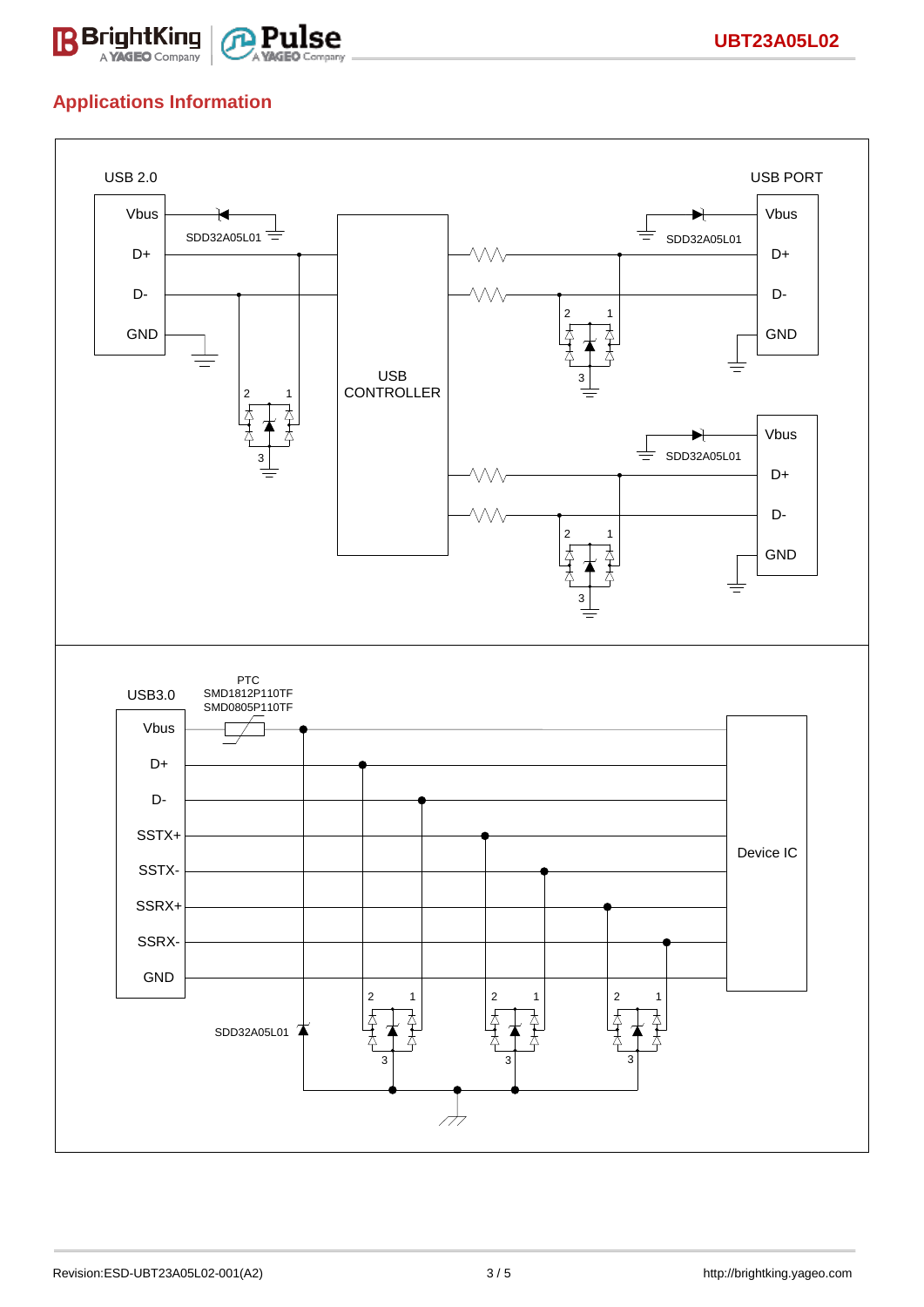## Applications Information

USB 2.0

Vbus

D+

D-

GND

SDD32A05L01

USB CONTROLLER

USB PORT

Vbus

D+

D-

GND

SDD32A05L01

Vbus

D+

D-

GND

SDD32A05L01

2 1

3

USB3.0

Vbus

D+

D-

SSTX+

SSTX-

SSRX+

SSRX-

GND

PTC

SMD1812P110TF

SMD0805P110TF

Device IC

SDD32A05L01

2 1

3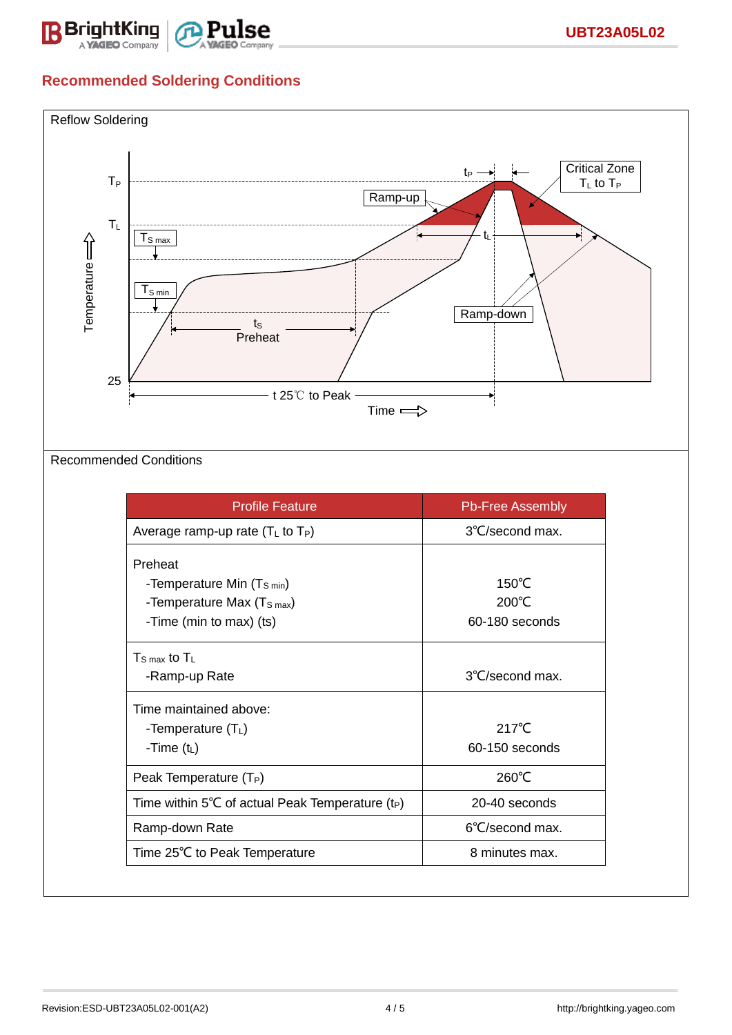## Recommended Soldering Conditions

Reflow Soldering

$T_P$

$T_L$

$T_{S\,max}$

$T_{S\,min}$

25

Temperature

$t_P$

Critical Zone
$T_L$ to $T_P$

Ramp-up

$t_L$

$t_S$
Preheat

Ramp-down

t 25℃ to Peak

Time

Recommended Conditions

| Profile Feature | Pb-Free Assembly |
|---|---|
| Average ramp-up rate ($T_L$ to $T_P$) | 3℃/second max. |
| Preheat<br>-Temperature Min ($T_{S\,min}$)<br>-Temperature Max ($T_{S\,max}$)<br>-Time (min to max) (ts) | 150℃<br>200℃<br>60-180 seconds |
| $T_{S\,max}$ to $T_L$<br>-Ramp-up Rate | 3℃/second max. |
| Time maintained above:<br>-Temperature ($T_L$)<br>-Time ($t_L$) | 217℃<br>60-150 seconds |
| Peak Temperature ($T_P$) | 260℃ |
| Time within 5℃ of actual Peak Temperature ($t_P$) | 20-40 seconds |
| Ramp-down Rate | 6℃/second max. |
| Time 25℃ to Peak Temperature | 8 minutes max. |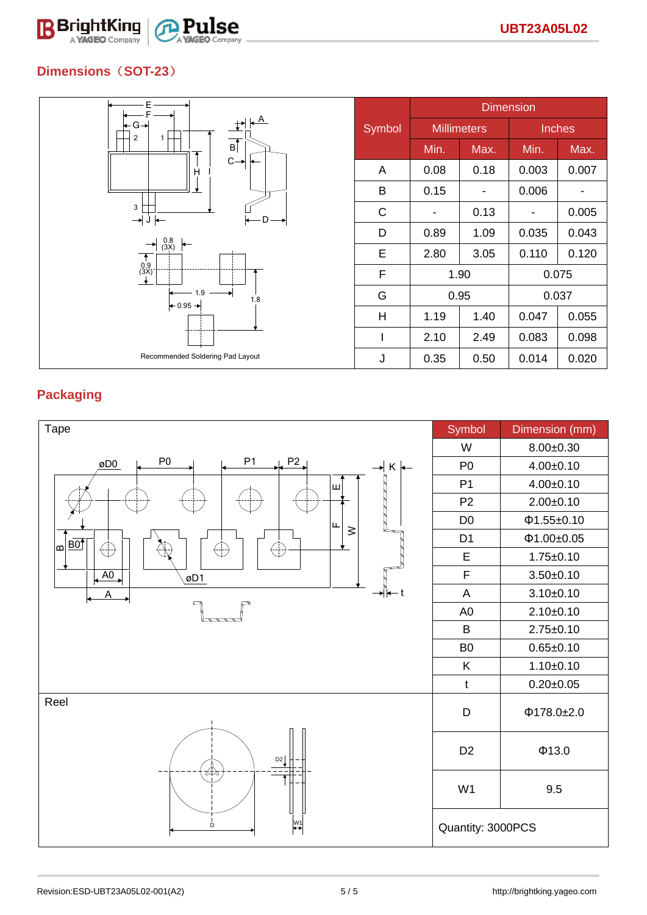## Dimensions（SOT-23）

Recommended Soldering Pad Layout

| Symbol | Dimension | | | |
|---|---|---|---|---|
| | Millimeters | | Inches | |
| | Min. | Max. | Min. | Max. |
| A | 0.08 | 0.18 | 0.003 | 0.007 |
| B | 0.15 | - | 0.006 | - |
| C | - | 0.13 | - | 0.005 |
| D | 0.89 | 1.09 | 0.035 | 0.043 |
| E | 2.80 | 3.05 | 0.110 | 0.120 |
| F | 1.90 | | 0.075 | |
| G | 0.95 | | 0.037 | |
| H | 1.19 | 1.40 | 0.047 | 0.055 |
| I | 2.10 | 2.49 | 0.083 | 0.098 |
| J | 0.35 | 0.50 | 0.014 | 0.020 |

## Packaging

Tape

| Symbol | Dimension (mm) |
|---|---|
| W | 8.00±0.30 |
| P0 | 4.00±0.10 |
| P1 | 4.00±0.10 |
| P2 | 2.00±0.10 |
| D0 | Φ1.55±0.10 |
| D1 | Φ1.00±0.05 |
| E | 1.75±0.10 |
| F | 3.50±0.10 |
| A | 3.10±0.10 |
| A0 | 2.10±0.10 |
| B | 2.75±0.10 |
| B0 | 0.65±0.10 |
| K | 1.10±0.10 |
| t | 0.20±0.05 |

Reel

| Symbol | Dimension (mm) |
|---|---|
| D | Φ178.0±2.0 |
| D2 | Φ13.0 |
| W1 | 9.5 |

Quantity: 3000PCS

Revision:ESD-UBT23A05L02-001(A2)

http://brightking.yageo.com